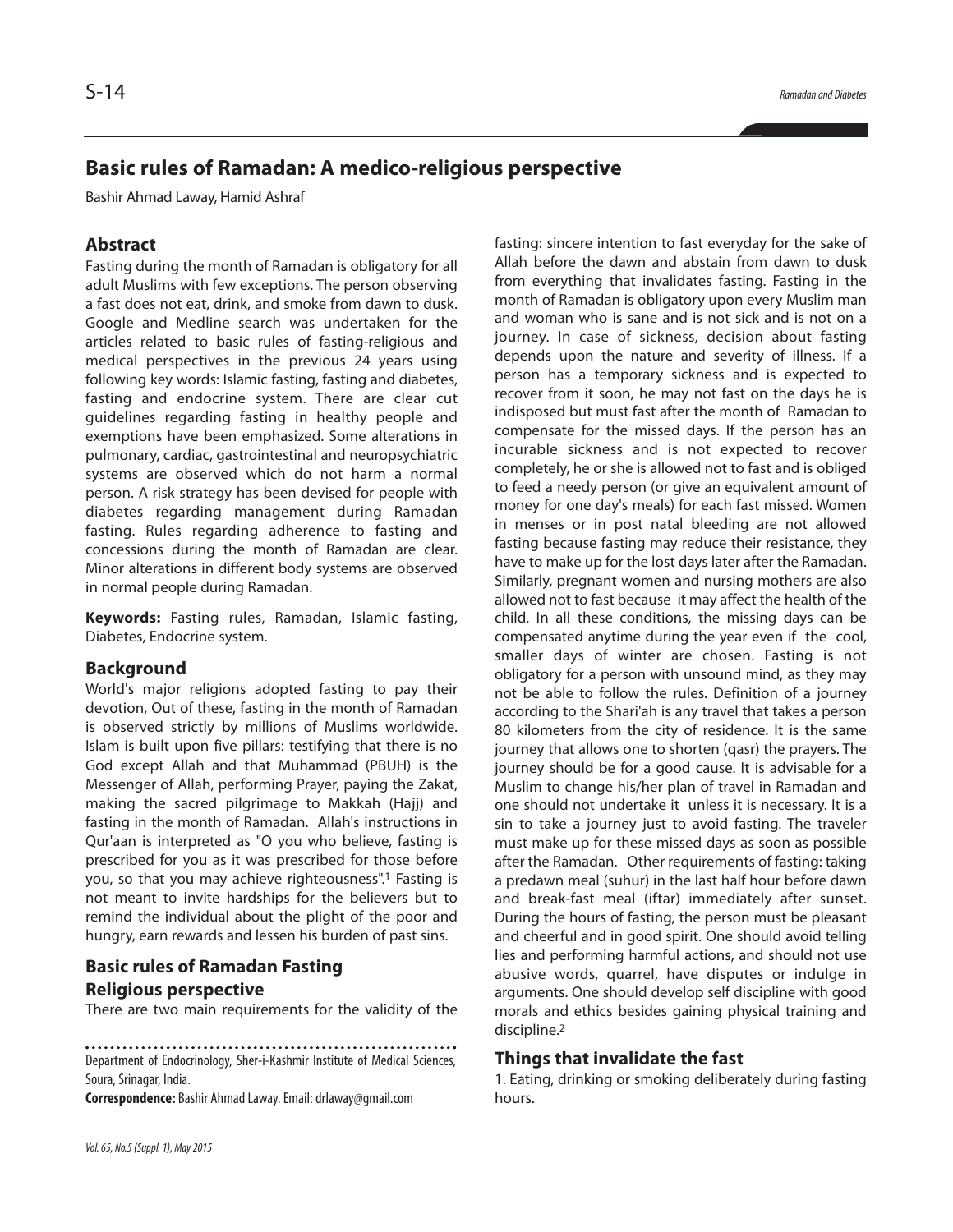# Basic rules of Ramadan: A medico-religious perspective

Bashir Ahmad Laway, Hamid Ashraf

## Abstract

Fasting during the month of Ramadan is obligatory for all adult Muslims with few exceptions. The person observing a fast does not eat, drink, and smoke from dawn to dusk. Google and Medline search was undertaken for the articles related to basic rules of fasting-religious and medical perspectives in the previous 24 years using following key words: Islamic fasting, fasting and diabetes, fasting and endocrine system. There are clear cut guidelines regarding fasting in healthy people and exemptions have been emphasized. Some alterations in pulmonary, cardiac, gastrointestinal and neuropsychiatric systems are observed which do not harm a normal person. A risk strategy has been devised for people with diabetes regarding management during Ramadan fasting. Rules regarding adherence to fasting and concessions during the month of Ramadan are clear. Minor alterations in different body systems are observed in normal people during Ramadan.

**Keywords:** Fasting rules, Ramadan, Islamic fasting, Diabetes, Endocrine system.

## Background

World's major religions adopted fasting to pay their devotion, Out of these, fasting in the month of Ramadan is observed strictly by millions of Muslims worldwide. Islam is built upon five pillars: testifying that there is no God except Allah and that Muhammad (PBUH) is the Messenger of Allah, performing Prayer, paying the Zakat, making the sacred pilgrimage to Makkah (Hajj) and fasting in the month of Ramadan. Allah's instructions in Qur'aan is interpreted as "O you who believe, fasting is prescribed for you as it was prescribed for those before you, so that you may achieve righteousness".[1] Fasting is not meant to invite hardships for the believers but to remind the individual about the plight of the poor and hungry, earn rewards and lessen his burden of past sins.

## Basic rules of Ramadan Fasting

### Religious perspective

There are two main requirements for the validity of the fasting: sincere intention to fast everyday for the sake of Allah before the dawn and abstain from dawn to dusk from everything that invalidates fasting. Fasting in the month of Ramadan is obligatory upon every Muslim man and woman who is sane and is not sick and is not on a journey. In case of sickness, decision about fasting depends upon the nature and severity of illness. If a person has a temporary sickness and is expected to recover from it soon, he may not fast on the days he is indisposed but must fast after the month of Ramadan to compensate for the missed days. If the person has an incurable sickness and is not expected to recover completely, he or she is allowed not to fast and is obliged to feed a needy person (or give an equivalent amount of money for one day's meals) for each fast missed. Women in menses or in post natal bleeding are not allowed fasting because fasting may reduce their resistance, they have to make up for the lost days later after the Ramadan. Similarly, pregnant women and nursing mothers are also allowed not to fast because it may affect the health of the child. In all these conditions, the missing days can be compensated anytime during the year even if the cool, smaller days of winter are chosen. Fasting is not obligatory for a person with unsound mind, as they may not be able to follow the rules. Definition of a journey according to the Shari'ah is any travel that takes a person 80 kilometers from the city of residence. It is the same journey that allows one to shorten (qasr) the prayers. The journey should be for a good cause. It is advisable for a Muslim to change his/her plan of travel in Ramadan and one should not undertake it unless it is necessary. It is a sin to take a journey just to avoid fasting. The traveler must make up for these missed days as soon as possible after the Ramadan. Other requirements of fasting: taking a predawn meal (suhur) in the last half hour before dawn and break-fast meal (iftar) immediately after sunset. During the hours of fasting, the person must be pleasant and cheerful and in good spirit. One should avoid telling lies and performing harmful actions, and should not use abusive words, quarrel, have disputes or indulge in arguments. One should develop self discipline with good morals and ethics besides gaining physical training and discipline.[2]

## Things that invalidate the fast

1. Eating, drinking or smoking deliberately during fasting hours.

---

Department of Endocrinology, Sher-i-Kashmir Institute of Medical Sciences, Soura, Srinagar, India.

**Correspondence:** Bashir Ahmad Laway. Email: drlaway@gmail.com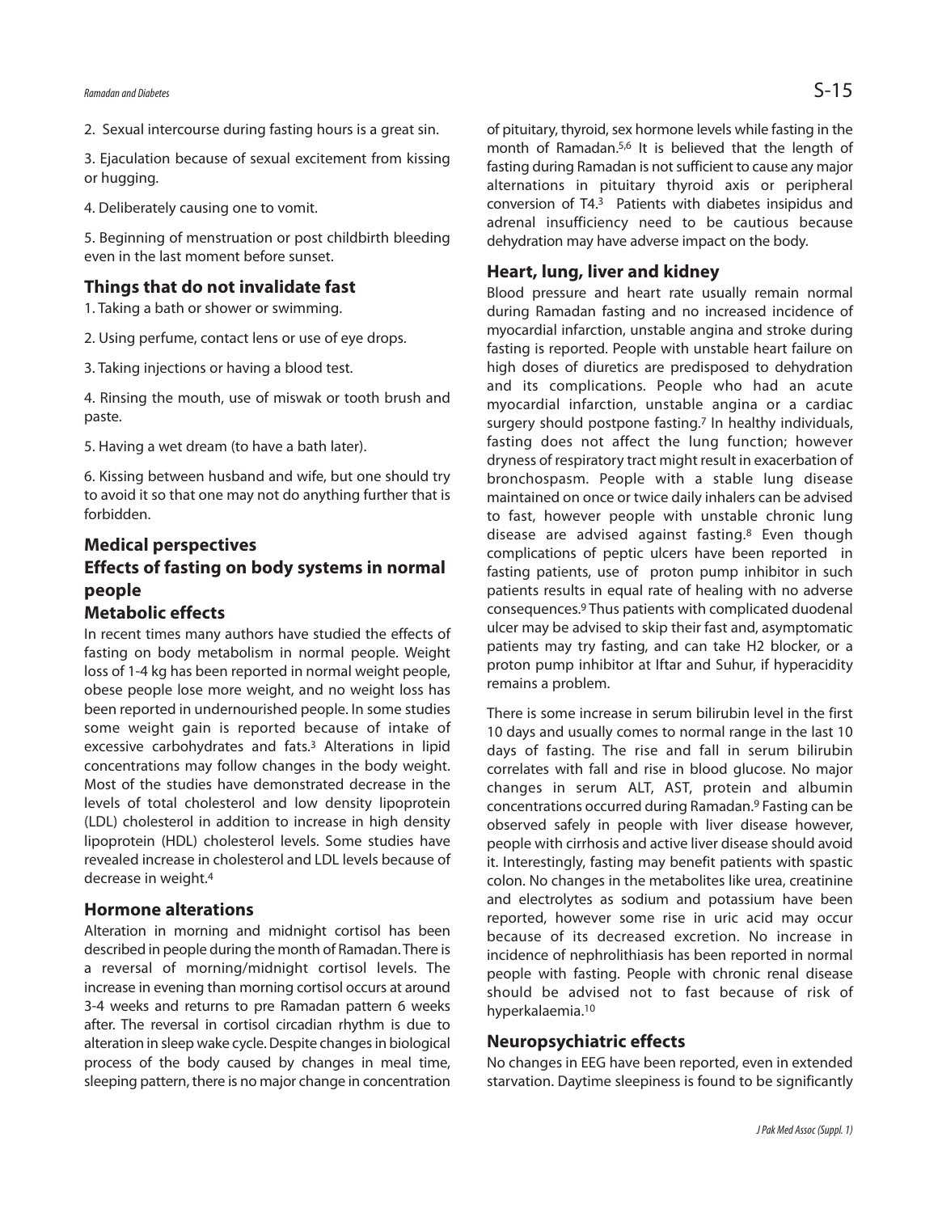2. Sexual intercourse during fasting hours is a great sin.

3. Ejaculation because of sexual excitement from kissing or hugging.

4. Deliberately causing one to vomit.

5. Beginning of menstruation or post childbirth bleeding even in the last moment before sunset.

### Things that do not invalidate fast

1. Taking a bath or shower or swimming.

2. Using perfume, contact lens or use of eye drops.

3. Taking injections or having a blood test.

4. Rinsing the mouth, use of miswak or tooth brush and paste.

5. Having a wet dream (to have a bath later).

6. Kissing between husband and wife, but one should try to avoid it so that one may not do anything further that is forbidden.

## Medical perspectives

## Effects of fasting on body systems in normal people

### Metabolic effects

In recent times many authors have studied the effects of fasting on body metabolism in normal people. Weight loss of 1-4 kg has been reported in normal weight people, obese people lose more weight, and no weight loss has been reported in undernourished people. In some studies some weight gain is reported because of intake of excessive carbohydrates and fats.[3] Alterations in lipid concentrations may follow changes in the body weight. Most of the studies have demonstrated decrease in the levels of total cholesterol and low density lipoprotein (LDL) cholesterol in addition to increase in high density lipoprotein (HDL) cholesterol levels. Some studies have revealed increase in cholesterol and LDL levels because of decrease in weight.[4]

### Hormone alterations

Alteration in morning and midnight cortisol has been described in people during the month of Ramadan. There is a reversal of morning/midnight cortisol levels. The increase in evening than morning cortisol occurs at around 3-4 weeks and returns to pre Ramadan pattern 6 weeks after. The reversal in cortisol circadian rhythm is due to alteration in sleep wake cycle. Despite changes in biological process of the body caused by changes in meal time, sleeping pattern, there is no major change in concentration of pituitary, thyroid, sex hormone levels while fasting in the month of Ramadan.[5,6] It is believed that the length of fasting during Ramadan is not sufficient to cause any major alternations in pituitary thyroid axis or peripheral conversion of T4.[3] Patients with diabetes insipidus and adrenal insufficiency need to be cautious because dehydration may have adverse impact on the body.

### Heart, lung, liver and kidney

Blood pressure and heart rate usually remain normal during Ramadan fasting and no increased incidence of myocardial infarction, unstable angina and stroke during fasting is reported. People with unstable heart failure on high doses of diuretics are predisposed to dehydration and its complications. People who had an acute myocardial infarction, unstable angina or a cardiac surgery should postpone fasting.[7] In healthy individuals, fasting does not affect the lung function; however dryness of respiratory tract might result in exacerbation of bronchospasm. People with a stable lung disease maintained on once or twice daily inhalers can be advised to fast, however people with unstable chronic lung disease are advised against fasting.[8] Even though complications of peptic ulcers have been reported in fasting patients, use of proton pump inhibitor in such patients results in equal rate of healing with no adverse consequences.[9] Thus patients with complicated duodenal ulcer may be advised to skip their fast and, asymptomatic patients may try fasting, and can take H2 blocker, or a proton pump inhibitor at Iftar and Suhur, if hyperacidity remains a problem.

There is some increase in serum bilirubin level in the first 10 days and usually comes to normal range in the last 10 days of fasting. The rise and fall in serum bilirubin correlates with fall and rise in blood glucose. No major changes in serum ALT, AST, protein and albumin concentrations occurred during Ramadan.[9] Fasting can be observed safely in people with liver disease however, people with cirrhosis and active liver disease should avoid it. Interestingly, fasting may benefit patients with spastic colon. No changes in the metabolites like urea, creatinine and electrolytes as sodium and potassium have been reported, however some rise in uric acid may occur because of its decreased excretion. No increase in incidence of nephrolithiasis has been reported in normal people with fasting. People with chronic renal disease should be advised not to fast because of risk of hyperkalaemia.[10]

### Neuropsychiatric effects

No changes in EEG have been reported, even in extended starvation. Daytime sleepiness is found to be significantly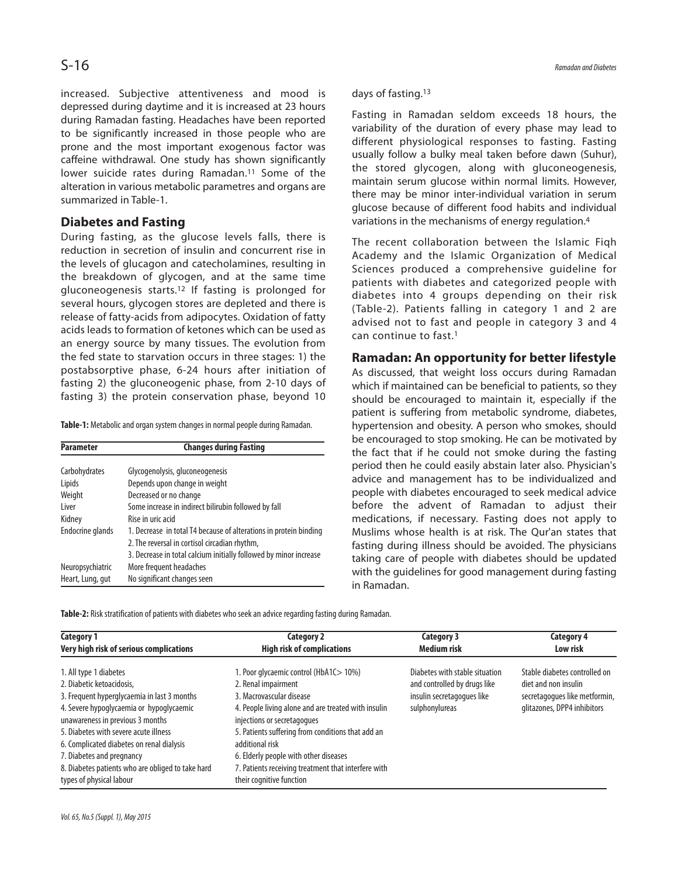increased. Subjective attentiveness and mood is depressed during daytime and it is increased at 23 hours during Ramadan fasting. Headaches have been reported to be significantly increased in those people who are prone and the most important exogenous factor was caffeine withdrawal. One study has shown significantly lower suicide rates during Ramadan.[11] Some of the alteration in various metabolic parametres and organs are summarized in Table-1.

## Diabetes and Fasting

During fasting, as the glucose levels falls, there is reduction in secretion of insulin and concurrent rise in the levels of glucagon and catecholamines, resulting in the breakdown of glycogen, and at the same time gluconeogenesis starts.[12] If fasting is prolonged for several hours, glycogen stores are depleted and there is release of fatty-acids from adipocytes. Oxidation of fatty acids leads to formation of ketones which can be used as an energy source by many tissues. The evolution from the fed state to starvation occurs in three stages: 1) the postabsorptive phase, 6-24 hours after initiation of fasting 2) the gluconeogenic phase, from 2-10 days of fasting 3) the protein conservation phase, beyond 10 days of fasting.[13]

**Table-1:** Metabolic and organ system changes in normal people during Ramadan.

| Parameter | Changes during Fasting |
|---|---|
| Carbohydrates | Glycogenolysis, gluconeogenesis |
| Lipids | Depends upon change in weight |
| Weight | Decreased or no change |
| Liver | Some increase in indirect bilirubin followed by fall |
| Kidney | Rise in uric acid |
| Endocrine glands | 1. Decrease in total T4 because of alterations in protein binding<br>2. The reversal in cortisol circadian rhythm,<br>3. Decrease in total calcium initially followed by minor increase |
| Neuropsychiatric | More frequent headaches |
| Heart, Lung, gut | No significant changes seen |

Fasting in Ramadan seldom exceeds 18 hours, the variability of the duration of every phase may lead to different physiological responses to fasting. Fasting usually follow a bulky meal taken before dawn (Suhur), the stored glycogen, along with gluconeogenesis, maintain serum glucose within normal limits. However, there may be minor inter-individual variation in serum glucose because of different food habits and individual variations in the mechanisms of energy regulation.[4]

The recent collaboration between the Islamic Fiqh Academy and the Islamic Organization of Medical Sciences produced a comprehensive guideline for patients with diabetes and categorized people with diabetes into 4 groups depending on their risk (Table-2). Patients falling in category 1 and 2 are advised not to fast and people in category 3 and 4 can continue to fast.[1]

## Ramadan: An opportunity for better lifestyle

As discussed, that weight loss occurs during Ramadan which if maintained can be beneficial to patients, so they should be encouraged to maintain it, especially if the patient is suffering from metabolic syndrome, diabetes, hypertension and obesity. A person who smokes, should be encouraged to stop smoking. He can be motivated by the fact that if he could not smoke during the fasting period then he could easily abstain later also. Physician's advice and management has to be individualized and people with diabetes encouraged to seek medical advice before the advent of Ramadan to adjust their medications, if necessary. Fasting does not apply to Muslims whose health is at risk. The Qur'an states that fasting during illness should be avoided. The physicians taking care of people with diabetes should be updated with the guidelines for good management during fasting in Ramadan.

**Table-2:** Risk stratification of patients with diabetes who seek an advice regarding fasting during Ramadan.

| Category 1<br>Very high risk of serious complications | Category 2<br>High risk of complications | Category 3<br>Medium risk | Category 4<br>Low risk |
|---|---|---|---|
| 1. All type 1 diabetes<br>2. Diabetic ketoacidosis,<br>3. Frequent hyperglycaemia in last 3 months<br>4. Severe hypoglycaemia or hypoglycaemic unawareness in previous 3 months<br>5. Diabetes with severe acute illness<br>6. Complicated diabetes on renal dialysis<br>7. Diabetes and pregnancy<br>8. Diabetes patients who are obliged to take hard types of physical labour | 1. Poor glycaemic control (HbA1C> 10%)<br>2. Renal impairment<br>3. Macrovascular disease<br>4. People living alone and are treated with insulin injections or secretagogues<br>5. Patients suffering from conditions that add an additional risk<br>6. Elderly people with other diseases<br>7. Patients receiving treatment that interfere with their cognitive function | Diabetes with stable situation and controlled by drugs like insulin secretagogues like sulphonylureas | Stable diabetes controlled on diet and non insulin secretagogues like metformin, glitazones, DPP4 inhibitors |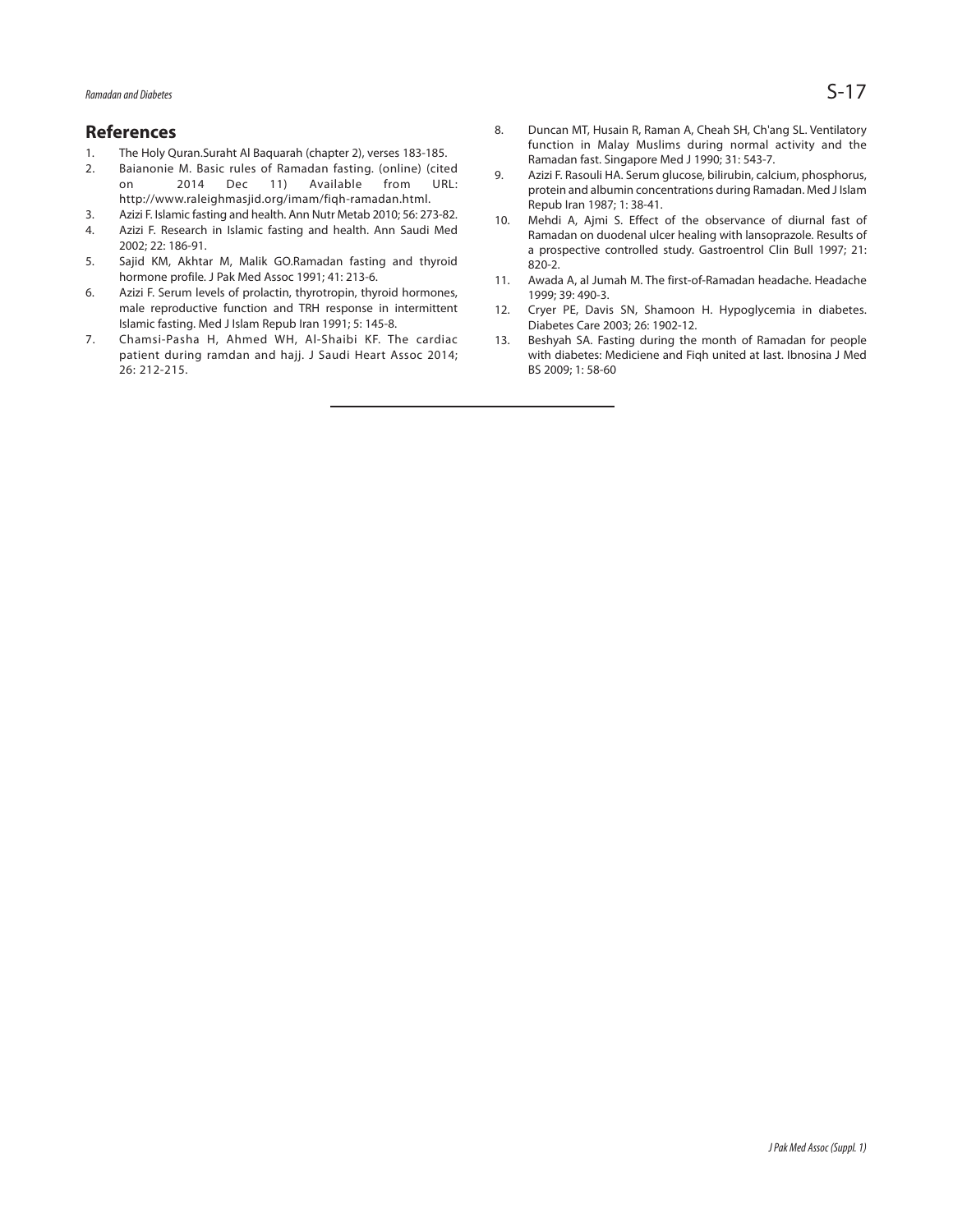## References

1. The Holy Quran.Suraht Al Baquarah (chapter 2), verses 183-185.
2. Baianonie M. Basic rules of Ramadan fasting. (online) (cited on 2014 Dec 11) Available from URL: http://www.raleighmasjid.org/imam/fiqh-ramadan.html.
3. Azizi F. Islamic fasting and health. Ann Nutr Metab 2010; 56: 273-82.
4. Azizi F. Research in Islamic fasting and health. Ann Saudi Med 2002; 22: 186-91.
5. Sajid KM, Akhtar M, Malik GO.Ramadan fasting and thyroid hormone profile. J Pak Med Assoc 1991; 41: 213-6.
6. Azizi F. Serum levels of prolactin, thyrotropin, thyroid hormones, male reproductive function and TRH response in intermittent Islamic fasting. Med J Islam Repub Iran 1991; 5: 145-8.
7. Chamsi-Pasha H, Ahmed WH, Al-Shaibi KF. The cardiac patient during ramdan and hajj. J Saudi Heart Assoc 2014; 26: 212-215.
8. Duncan MT, Husain R, Raman A, Cheah SH, Ch'ang SL. Ventilatory function in Malay Muslims during normal activity and the Ramadan fast. Singapore Med J 1990; 31: 543-7.
9. Azizi F. Rasouli HA. Serum glucose, bilirubin, calcium, phosphorus, protein and albumin concentrations during Ramadan. Med J Islam Repub Iran 1987; 1: 38-41.
10. Mehdi A, Ajmi S. Effect of the observance of diurnal fast of Ramadan on duodenal ulcer healing with lansoprazole. Results of a prospective controlled study. Gastroentrol Clin Bull 1997; 21: 820-2.
11. Awada A, al Jumah M. The first-of-Ramadan headache. Headache 1999; 39: 490-3.
12. Cryer PE, Davis SN, Shamoon H. Hypoglycemia in diabetes. Diabetes Care 2003; 26: 1902-12.
13. Beshyah SA. Fasting during the month of Ramadan for people with diabetes: Mediciene and Fiqh united at last. Ibnosina J Med BS 2009; 1: 58-60